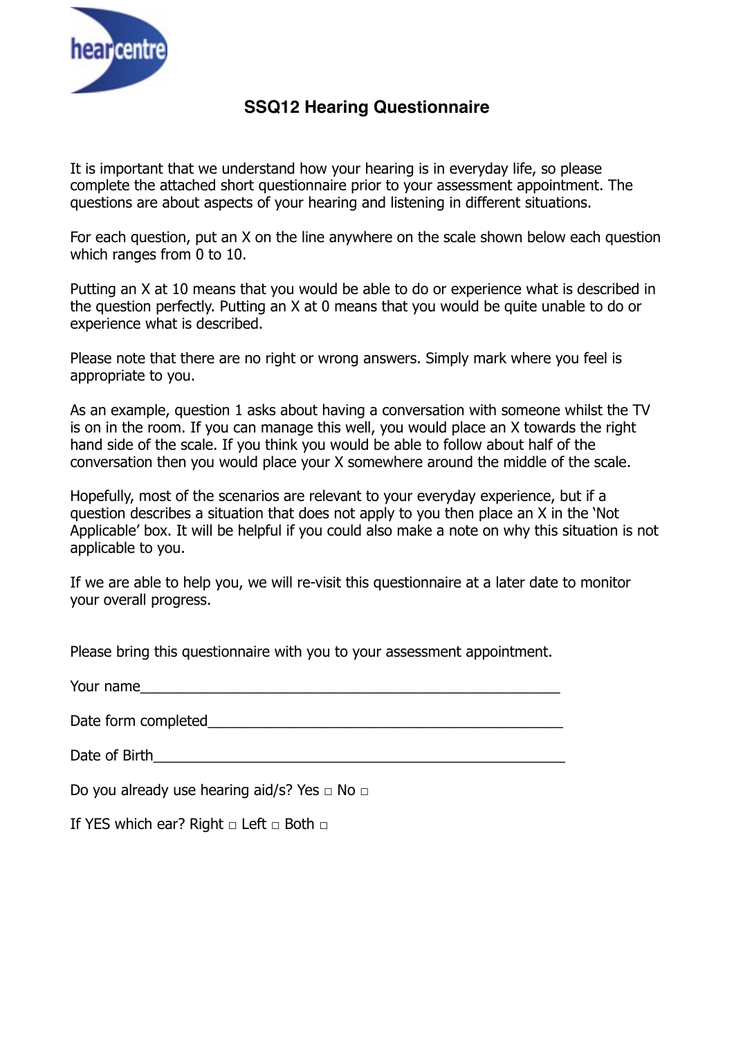hearcentre

# SSQ12 Hearing Questionnaire

It is important that we understand how your hearing is in everyday life, so please complete the attached short questionnaire prior to your assessment appointment. The questions are about aspects of your hearing and listening in different situations.

For each question, put an X on the line anywhere on the scale shown below each question which ranges from 0 to 10.

Putting an X at 10 means that you would be able to do or experience what is described in the question perfectly. Putting an X at 0 means that you would be quite unable to do or experience what is described.

Please note that there are no right or wrong answers. Simply mark where you feel is appropriate to you.

As an example, question 1 asks about having a conversation with someone whilst the TV is on in the room. If you can manage this well, you would place an X towards the right hand side of the scale. If you think you would be able to follow about half of the conversation then you would place your X somewhere around the middle of the scale.

Hopefully, most of the scenarios are relevant to your everyday experience, but if a question describes a situation that does not apply to you then place an X in the 'Not Applicable' box. It will be helpful if you could also make a note on why this situation is not applicable to you.

If we are able to help you, we will re-visit this questionnaire at a later date to monitor your overall progress.

Please bring this questionnaire with you to your assessment appointment.

Your name_____________________________________________________

Date form completed_____________________________________________

Date of Birth___________________________________________________

Do you already use hearing aid/s? Yes □ No □

If YES which ear? Right □ Left □ Both □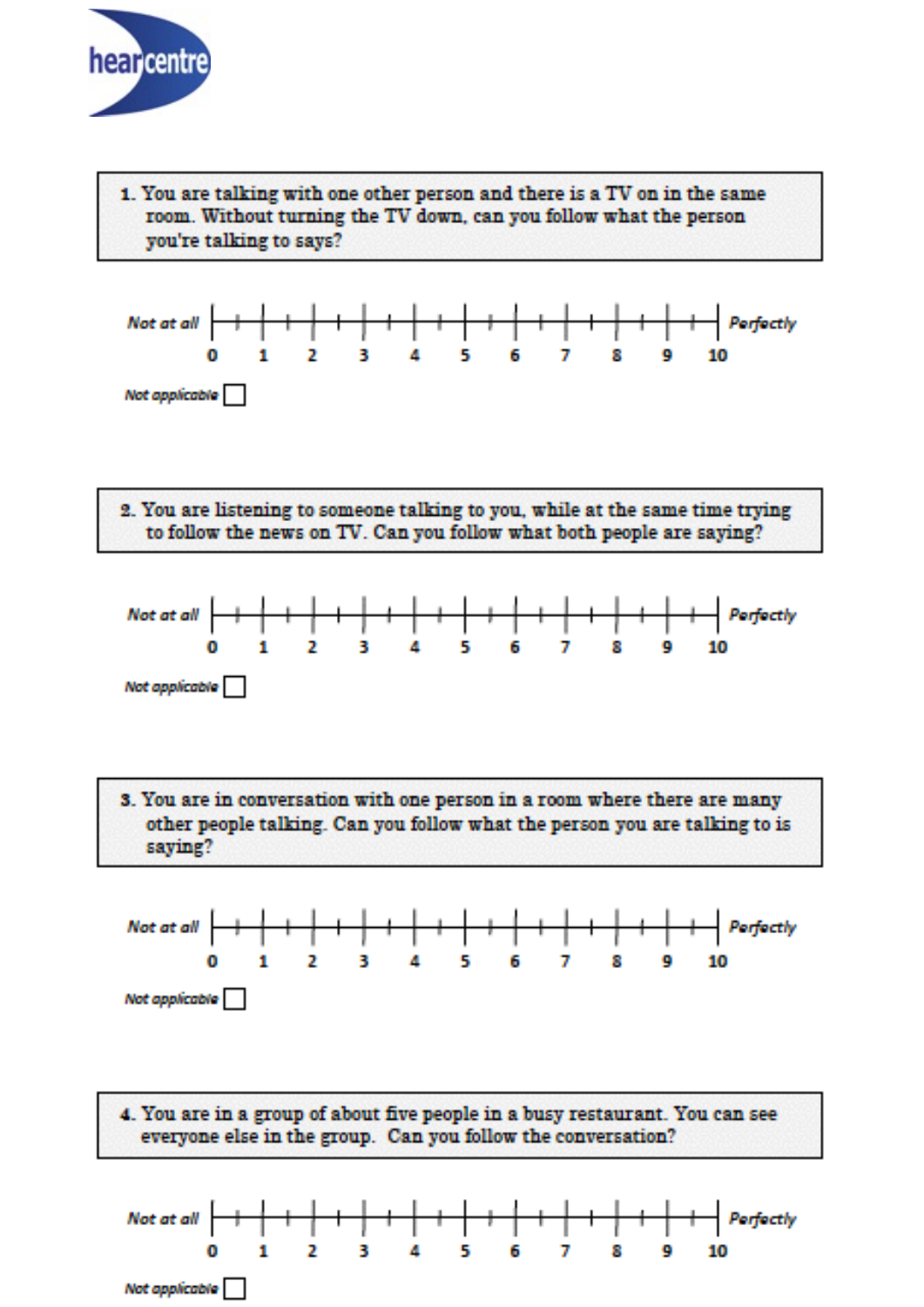hearcentre

**1.** You are talking with one other person and there is a TV on in the same room. Without turning the TV down, can you follow what the person you're talking to says?

*Not at all* 0 — 1 — 2 — 3 — 4 — 5 — 6 — 7 — 8 — 9 — 10 *Perfectly*

*Not applicable* ☐

**2.** You are listening to someone talking to you, while at the same time trying to follow the news on TV. Can you follow what both people are saying?

*Not at all* 0 — 1 — 2 — 3 — 4 — 5 — 6 — 7 — 8 — 9 — 10 *Perfectly*

*Not applicable* ☐

**3.** You are in conversation with one person in a room where there are many other people talking. Can you follow what the person you are talking to is saying?

*Not at all* 0 — 1 — 2 — 3 — 4 — 5 — 6 — 7 — 8 — 9 — 10 *Perfectly*

*Not applicable* ☐

**4.** You are in a group of about five people in a busy restaurant. You can see everyone else in the group. Can you follow the conversation?

*Not at all* 0 — 1 — 2 — 3 — 4 — 5 — 6 — 7 — 8 — 9 — 10 *Perfectly*

*Not applicable* ☐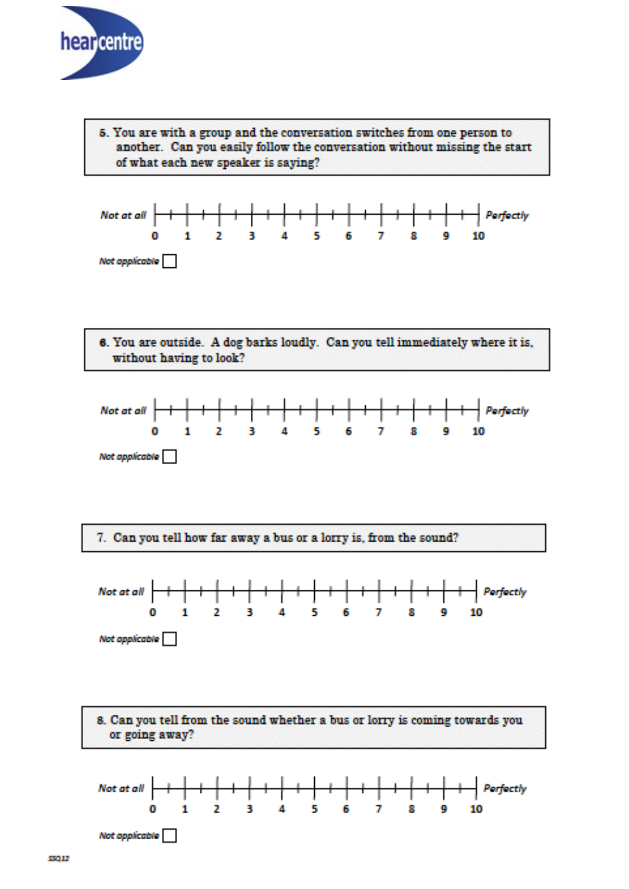5. You are with a group and the conversation switches from one person to another. Can you easily follow the conversation without missing the start of what each new speaker is saying?

*Not at all* 0 1 2 3 4 5 6 7 8 9 10 *Perfectly*

*Not applicable* ☐

6. You are outside. A dog barks loudly. Can you tell immediately where it is, without having to look?

*Not at all* 0 1 2 3 4 5 6 7 8 9 10 *Perfectly*

*Not applicable* ☐

7. Can you tell how far away a bus or a lorry is, from the sound?

*Not at all* 0 1 2 3 4 5 6 7 8 9 10 *Perfectly*

*Not applicable* ☐

8. Can you tell from the sound whether a bus or lorry is coming towards you or going away?

*Not at all* 0 1 2 3 4 5 6 7 8 9 10 *Perfectly*

*Not applicable* ☐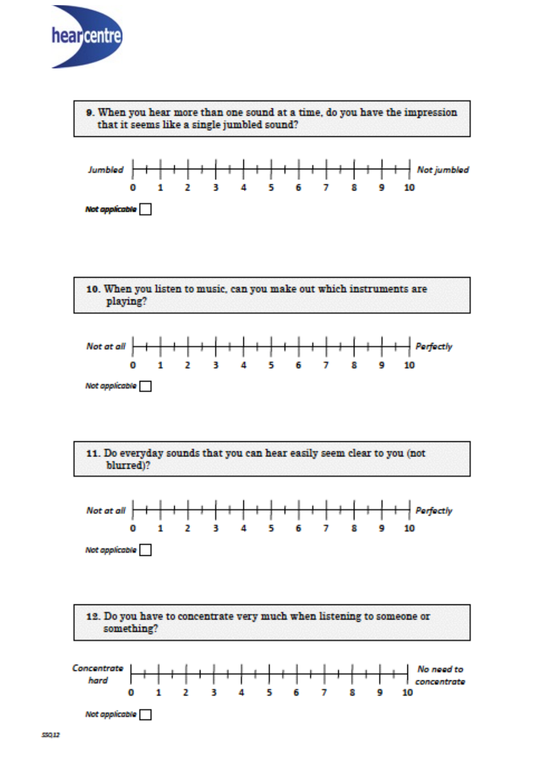hearcentre

**9. When you hear more than one sound at a time, do you have the impression that it seems like a single jumbled sound?**

*Jumbled* 0 1 2 3 4 5 6 7 8 9 10 *Not jumbled*

*Not applicable* ☐

**10. When you listen to music, can you make out which instruments are playing?**

*Not at all* 0 1 2 3 4 5 6 7 8 9 10 *Perfectly*

*Not applicable* ☐

**11. Do everyday sounds that you can hear easily seem clear to you (not blurred)?**

*Not at all* 0 1 2 3 4 5 6 7 8 9 10 *Perfectly*

*Not applicable* ☐

**12. Do you have to concentrate very much when listening to someone or something?**

*Concentrate hard* 0 1 2 3 4 5 6 7 8 9 10 *No need to concentrate*

*Not applicable* ☐

SSQ12